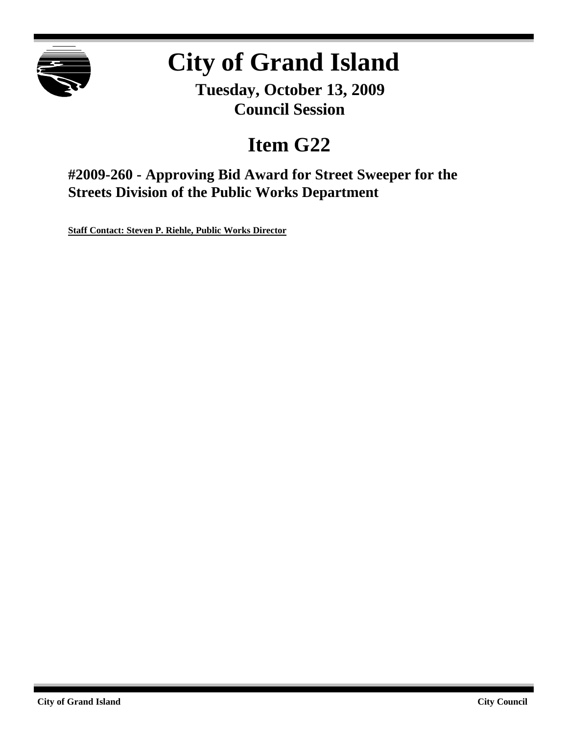# City of Grand Island

**Tuesday, October 13, 2009**
**Council Session**

## Item G22

### #2009-260 - Approving Bid Award for Street Sweeper for the Streets Division of the Public Works Department

**Staff Contact: Steven P. Riehle, Public Works Director**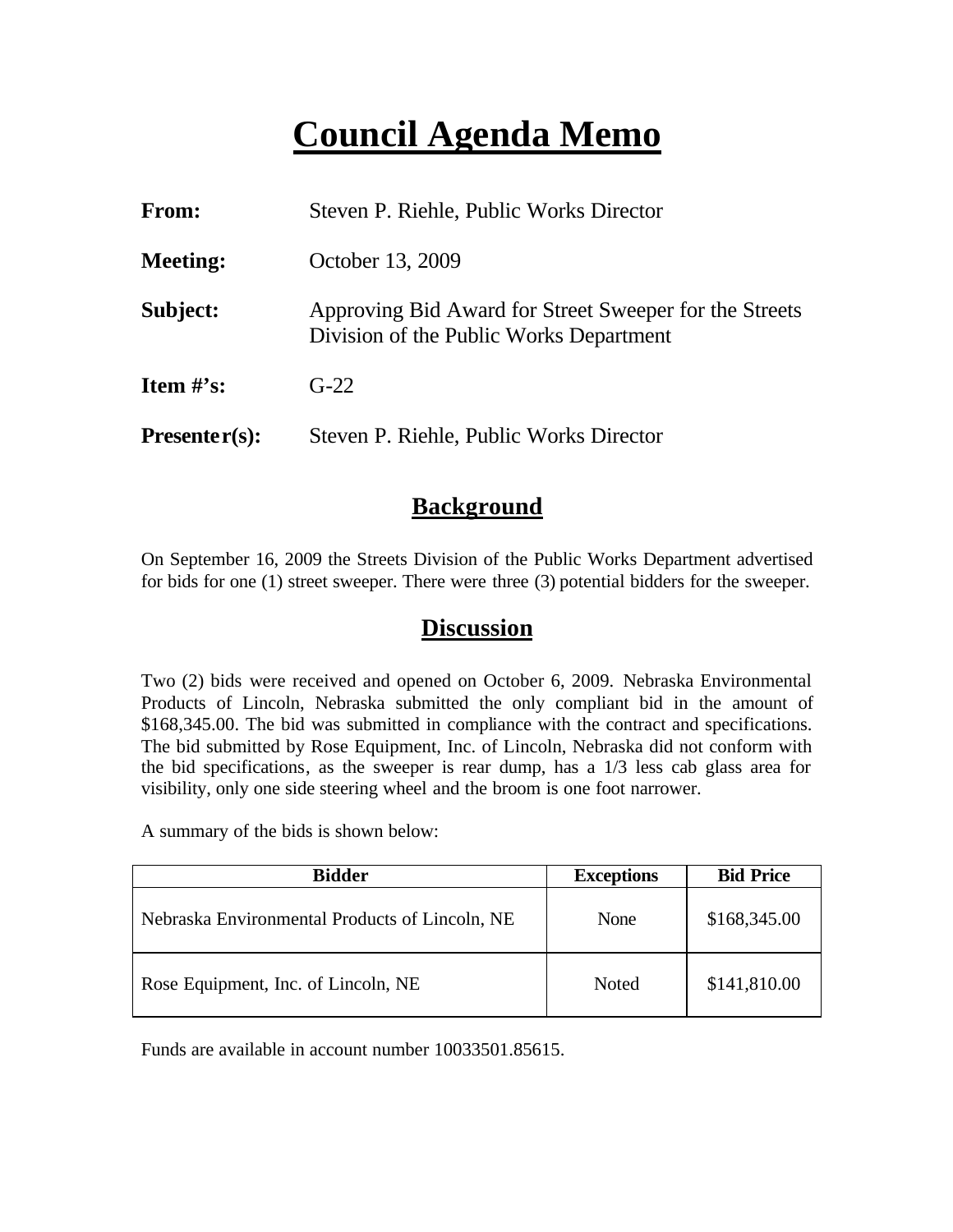# Council Agenda Memo

**From:** Steven P. Riehle, Public Works Director

**Meeting:** October 13, 2009

**Subject:** Approving Bid Award for Street Sweeper for the Streets Division of the Public Works Department

**Item #'s:** G-22

**Presenter(s):** Steven P. Riehle, Public Works Director

## Background

On September 16, 2009 the Streets Division of the Public Works Department advertised for bids for one (1) street sweeper. There were three (3) potential bidders for the sweeper.

## Discussion

Two (2) bids were received and opened on October 6, 2009. Nebraska Environmental Products of Lincoln, Nebraska submitted the only compliant bid in the amount of $168,345.00. The bid was submitted in compliance with the contract and specifications. The bid submitted by Rose Equipment, Inc. of Lincoln, Nebraska did not conform with the bid specifications, as the sweeper is rear dump, has a 1/3 less cab glass area for visibility, only one side steering wheel and the broom is one foot narrower.

A summary of the bids is shown below:

| Bidder | Exceptions | Bid Price |
| --- | --- | --- |
| Nebraska Environmental Products of Lincoln, NE | None | $168,345.00 |
| Rose Equipment, Inc. of Lincoln, NE | Noted | $141,810.00 |

Funds are available in account number 10033501.85615.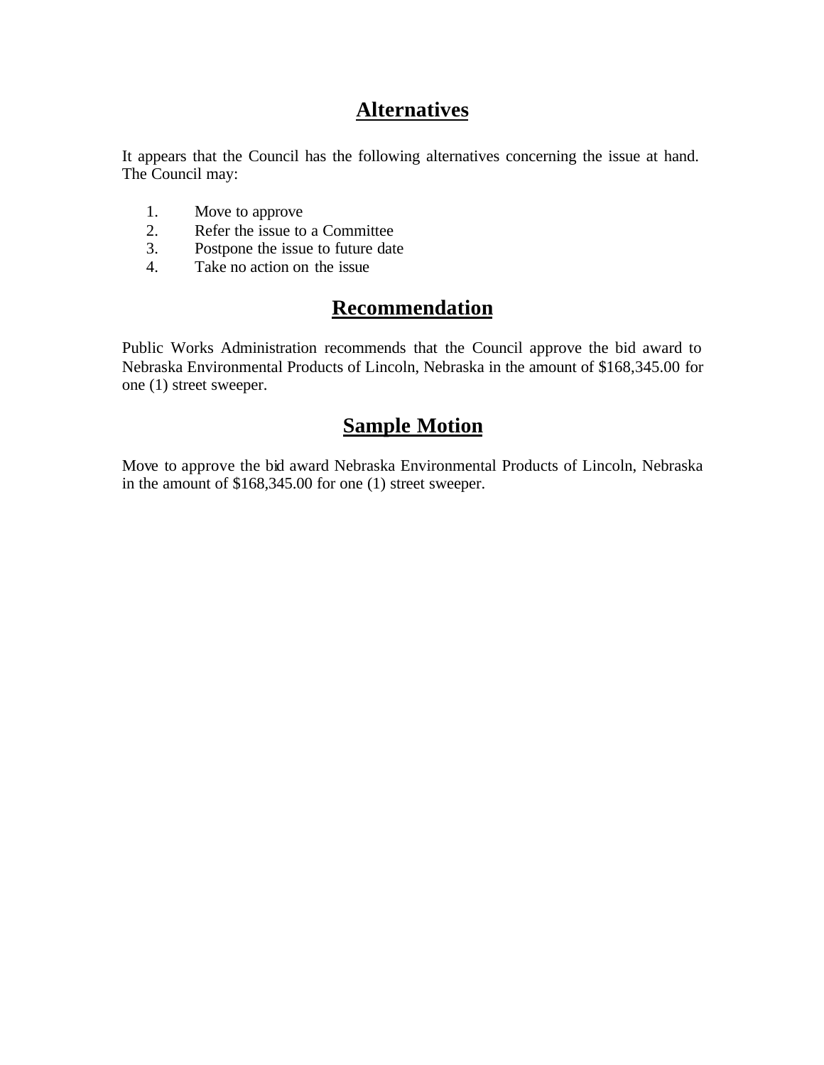## Alternatives

It appears that the Council has the following alternatives concerning the issue at hand. The Council may:

1. Move to approve
2. Refer the issue to a Committee
3. Postpone the issue to future date
4. Take no action on the issue

## Recommendation

Public Works Administration recommends that the Council approve the bid award to Nebraska Environmental Products of Lincoln, Nebraska in the amount of $168,345.00 for one (1) street sweeper.

## Sample Motion

Move to approve the bid award Nebraska Environmental Products of Lincoln, Nebraska in the amount of $168,345.00 for one (1) street sweeper.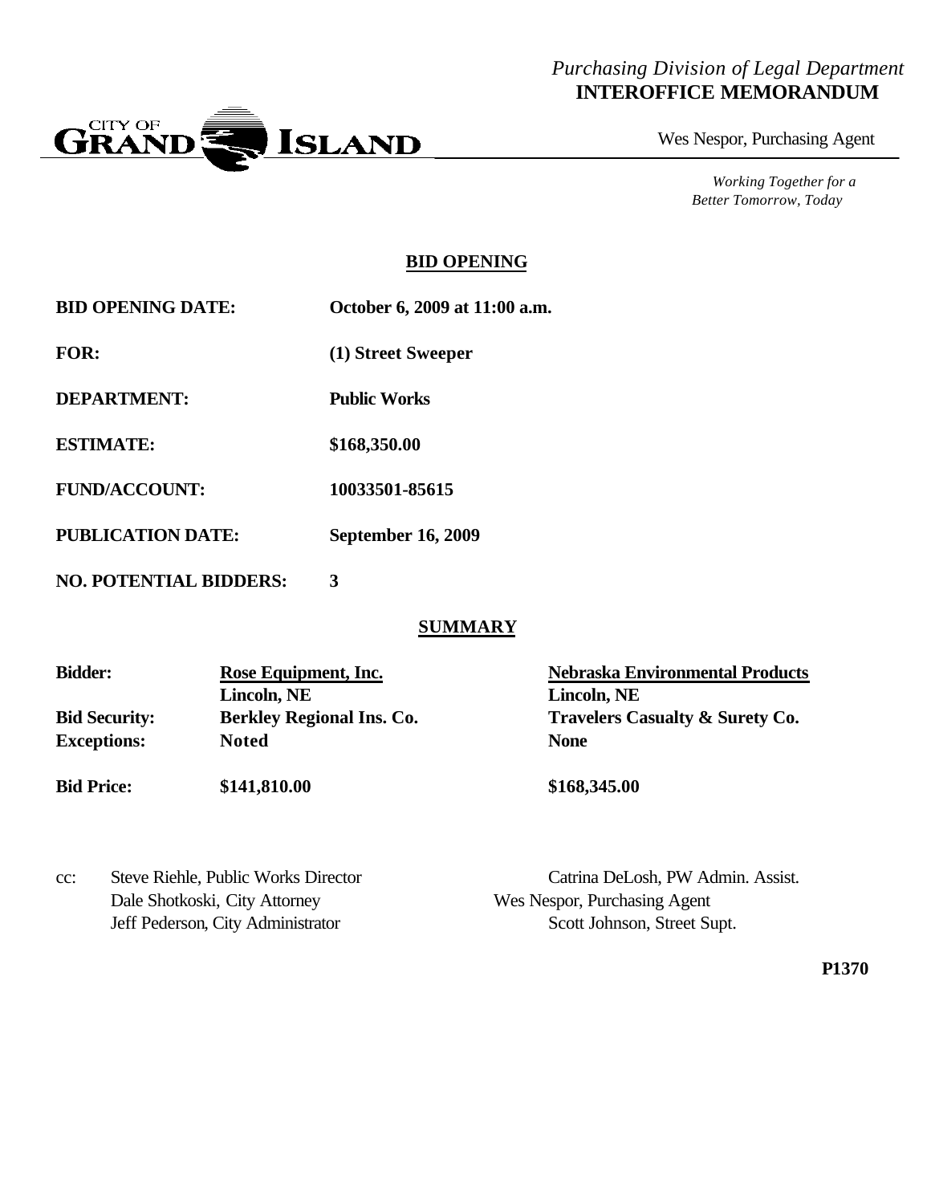*Purchasing Division of Legal Department*
**INTEROFFICE MEMORANDUM**

CITY OF GRAND ISLAND

Wes Nespor, Purchasing Agent

*Working Together for a Better Tomorrow, Today*

## BID OPENING

**BID OPENING DATE:** **October 6, 2009 at 11:00 a.m.**

**FOR:** **(1) Street Sweeper**

**DEPARTMENT:** **Public Works**

**ESTIMATE:** **$168,350.00**

**FUND/ACCOUNT:** **10033501-85615**

**PUBLICATION DATE:** **September 16, 2009**

**NO. POTENTIAL BIDDERS:** **3**

## SUMMARY

| **Bidder:** | **Rose Equipment, Inc.** Lincoln, NE | **Nebraska Environmental Products** Lincoln, NE |
|---|---|---|
| **Bid Security:** | **Berkley Regional Ins. Co.** | **Travelers Casualty & Surety Co.** |
| **Exceptions:** | **Noted** | **None** |
| **Bid Price:** | **$141,810.00** | **$168,345.00** |

cc: Steve Riehle, Public Works Director
Dale Shotkoski, City Attorney
Jeff Pederson, City Administrator
Catrina DeLosh, PW Admin. Assist.
Wes Nespor, Purchasing Agent
Scott Johnson, Street Supt.

**P1370**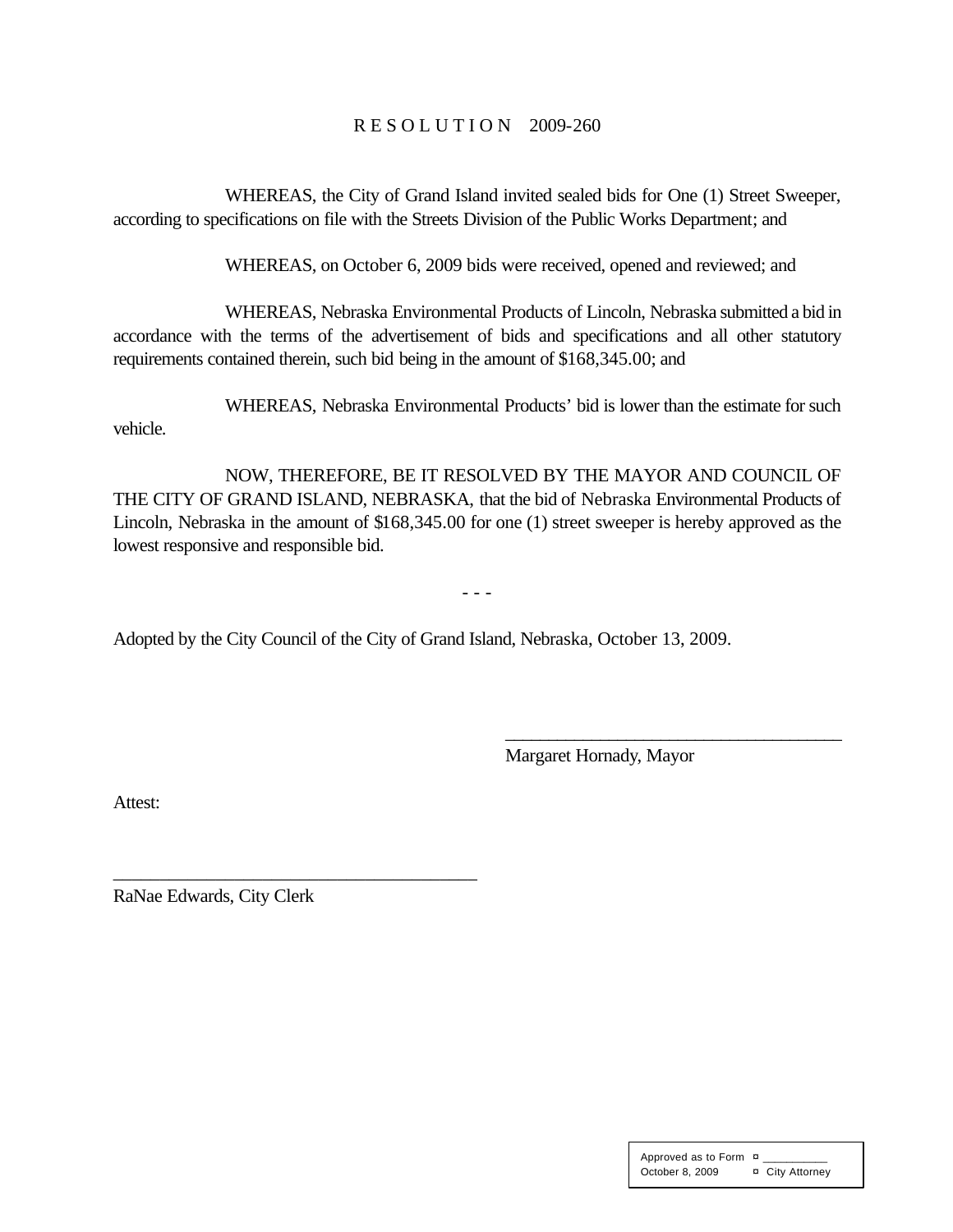# R E S O L U T I O N 2009-260

WHEREAS, the City of Grand Island invited sealed bids for One (1) Street Sweeper, according to specifications on file with the Streets Division of the Public Works Department; and

WHEREAS, on October 6, 2009 bids were received, opened and reviewed; and

WHEREAS, Nebraska Environmental Products of Lincoln, Nebraska submitted a bid in accordance with the terms of the advertisement of bids and specifications and all other statutory requirements contained therein, such bid being in the amount of $168,345.00; and

WHEREAS, Nebraska Environmental Products' bid is lower than the estimate for such vehicle.

NOW, THEREFORE, BE IT RESOLVED BY THE MAYOR AND COUNCIL OF THE CITY OF GRAND ISLAND, NEBRASKA, that the bid of Nebraska Environmental Products of Lincoln, Nebraska in the amount of $168,345.00 for one (1) street sweeper is hereby approved as the lowest responsive and responsible bid.

- - -

Adopted by the City Council of the City of Grand Island, Nebraska, October 13, 2009.

_____________________________________
Margaret Hornady, Mayor

Attest:

_____________________________________
RaNae Edwards, City Clerk

| | |
|---|---|
| Approved as to Form | ¤ ___________ |
| October 8, 2009 | ¤ City Attorney |